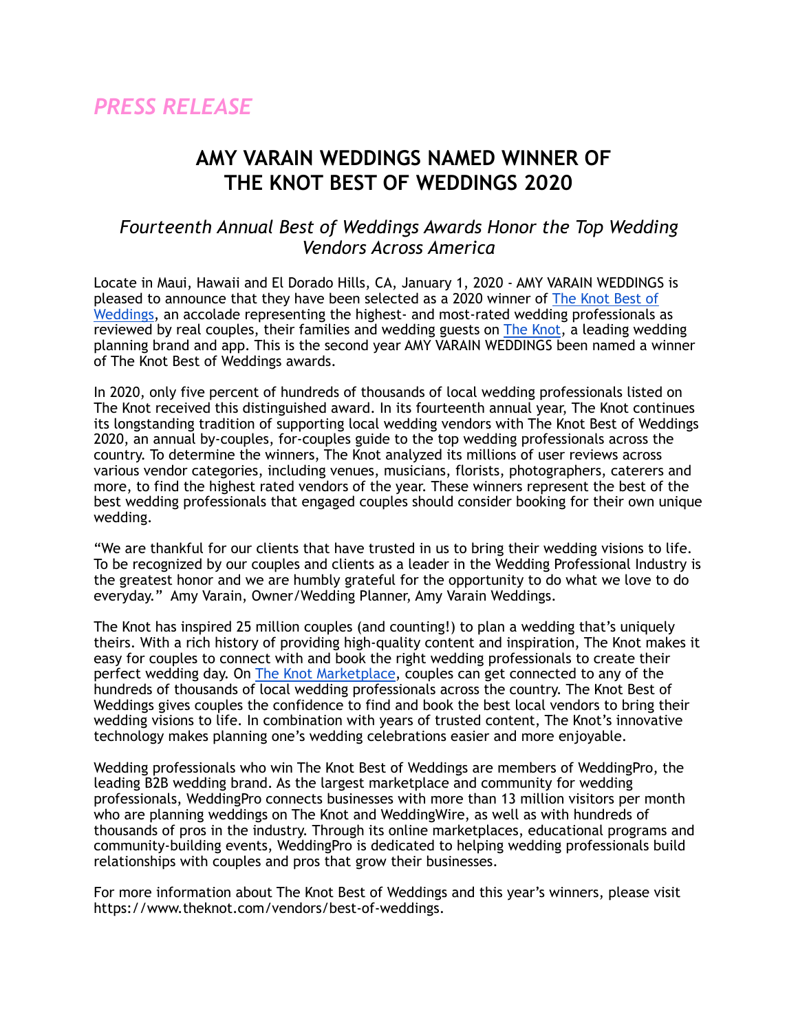*PRESS RELEASE*

# AMY VARAIN WEDDINGS NAMED WINNER OF THE KNOT BEST OF WEDDINGS 2020

## *Fourteenth Annual Best of Weddings Awards Honor the Top Wedding Vendors Across America*

Locate in Maui, Hawaii and El Dorado Hills, CA, January 1, 2020 - AMY VARAIN WEDDINGS is pleased to announce that they have been selected as a 2020 winner of [The Knot Best of Weddings](), an accolade representing the highest- and most-rated wedding professionals as reviewed by real couples, their families and wedding guests on [The Knot](), a leading wedding planning brand and app. This is the second year AMY VARAIN WEDDINGS been named a winner of The Knot Best of Weddings awards.

In 2020, only five percent of hundreds of thousands of local wedding professionals listed on The Knot received this distinguished award. In its fourteenth annual year, The Knot continues its longstanding tradition of supporting local wedding vendors with The Knot Best of Weddings 2020, an annual by-couples, for-couples guide to the top wedding professionals across the country. To determine the winners, The Knot analyzed its millions of user reviews across various vendor categories, including venues, musicians, florists, photographers, caterers and more, to find the highest rated vendors of the year. These winners represent the best of the best wedding professionals that engaged couples should consider booking for their own unique wedding.

"We are thankful for our clients that have trusted in us to bring their wedding visions to life. To be recognized by our couples and clients as a leader in the Wedding Professional Industry is the greatest honor and we are humbly grateful for the opportunity to do what we love to do everyday." Amy Varain, Owner/Wedding Planner, Amy Varain Weddings.

The Knot has inspired 25 million couples (and counting!) to plan a wedding that's uniquely theirs. With a rich history of providing high-quality content and inspiration, The Knot makes it easy for couples to connect with and book the right wedding professionals to create their perfect wedding day. On [The Knot Marketplace](), couples can get connected to any of the hundreds of thousands of local wedding professionals across the country. The Knot Best of Weddings gives couples the confidence to find and book the best local vendors to bring their wedding visions to life. In combination with years of trusted content, The Knot's innovative technology makes planning one's wedding celebrations easier and more enjoyable.

Wedding professionals who win The Knot Best of Weddings are members of WeddingPro, the leading B2B wedding brand. As the largest marketplace and community for wedding professionals, WeddingPro connects businesses with more than 13 million visitors per month who are planning weddings on The Knot and WeddingWire, as well as with hundreds of thousands of pros in the industry. Through its online marketplaces, educational programs and community-building events, WeddingPro is dedicated to helping wedding professionals build relationships with couples and pros that grow their businesses.

For more information about The Knot Best of Weddings and this year's winners, please visit https://www.theknot.com/vendors/best-of-weddings.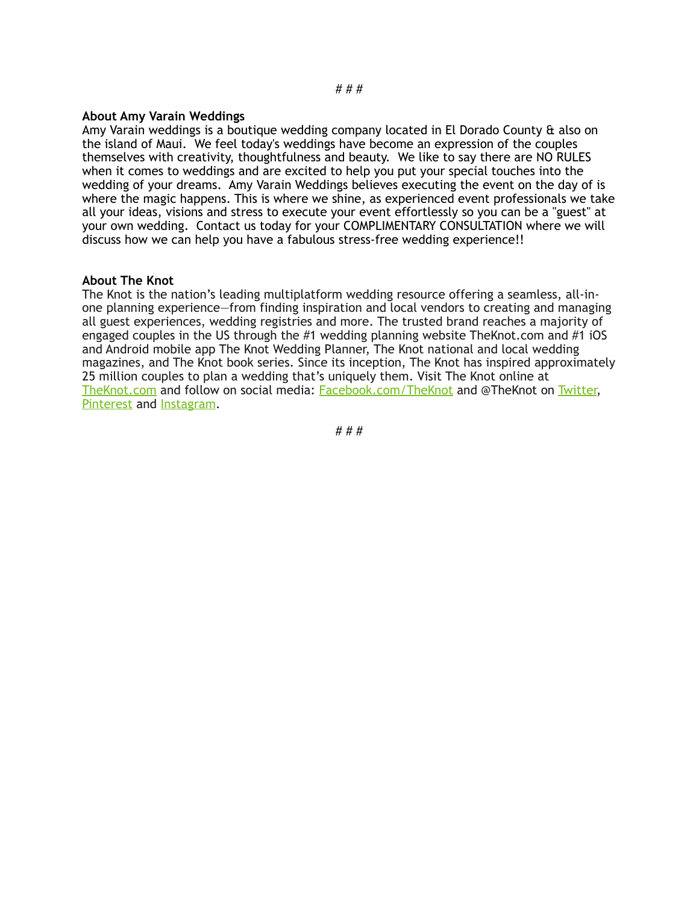# # #

**About Amy Varain Weddings**
Amy Varain weddings is a boutique wedding company located in El Dorado County & also on the island of Maui. We feel today's weddings have become an expression of the couples themselves with creativity, thoughtfulness and beauty. We like to say there are NO RULES when it comes to weddings and are excited to help you put your special touches into the wedding of your dreams. Amy Varain Weddings believes executing the event on the day of is where the magic happens. This is where we shine, as experienced event professionals we take all your ideas, visions and stress to execute your event effortlessly so you can be a "guest" at your own wedding. Contact us today for your COMPLIMENTARY CONSULTATION where we will discuss how we can help you have a fabulous stress-free wedding experience!!

**About The Knot**
The Knot is the nation's leading multiplatform wedding resource offering a seamless, all-in-one planning experience—from finding inspiration and local vendors to creating and managing all guest experiences, wedding registries and more. The trusted brand reaches a majority of engaged couples in the US through the #1 wedding planning website TheKnot.com and #1 iOS and Android mobile app The Knot Wedding Planner, The Knot national and local wedding magazines, and The Knot book series. Since its inception, The Knot has inspired approximately 25 million couples to plan a wedding that's uniquely them. Visit The Knot online at TheKnot.com and follow on social media: Facebook.com/TheKnot and @TheKnot on Twitter, Pinterest and Instagram.

# # #